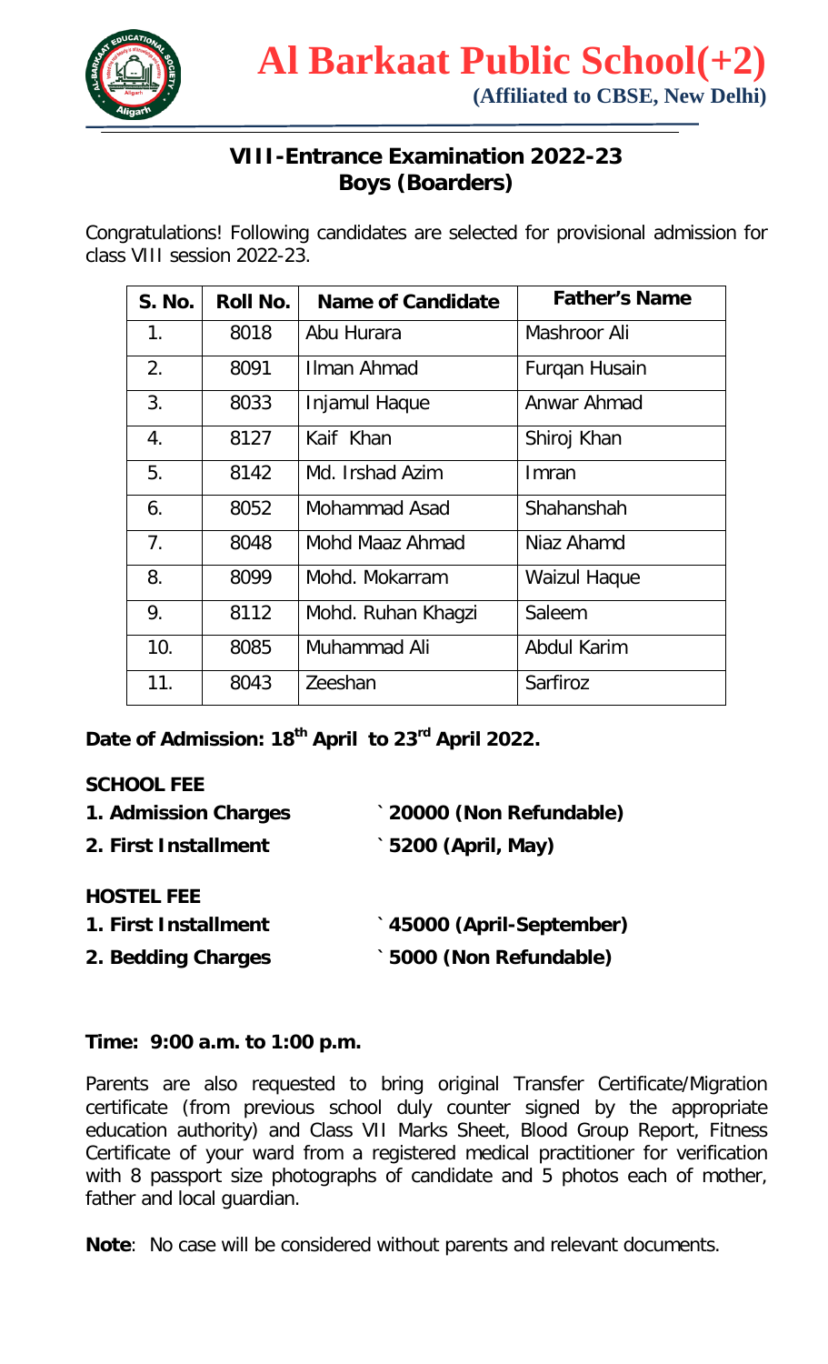# Al Barkaat Public School(+2)

**(Affiliated to CBSE, New Delhi)**

## VIII-Entrance Examination 2022-23
## Boys (Boarders)

Congratulations! Following candidates are selected for provisional admission for class VIII session 2022-23.

| S. No. | Roll No. | Name of Candidate | Father's Name |
|---|---|---|---|
| 1. | 8018 | Abu Hurara | Mashroor Ali |
| 2. | 8091 | Ilman Ahmad | Furqan Husain |
| 3. | 8033 | Injamul Haque | Anwar Ahmad |
| 4. | 8127 | Kaif Khan | Shiroj Khan |
| 5. | 8142 | Md. Irshad Azim | Imran |
| 6. | 8052 | Mohammad Asad | Shahanshah |
| 7. | 8048 | Mohd Maaz Ahmad | Niaz Ahamd |
| 8. | 8099 | Mohd. Mokarram | Waizul Haque |
| 9. | 8112 | Mohd. Ruhan Khagzi | Saleem |
| 10. | 8085 | Muhammad Ali | Abdul Karim |
| 11. | 8043 | Zeeshan | Sarfiroz |

**Date of Admission: 18th April to 23rd April 2022.**

**SCHOOL FEE**

**1. Admission Charges** ` **20000 (Non Refundable)**

**2. First Installment** ` **5200 (April, May)**

**HOSTEL FEE**

**1. First Installment** ` **45000 (April-September)**

**2. Bedding Charges** ` **5000 (Non Refundable)**

**Time: 9:00 a.m. to 1:00 p.m.**

Parents are also requested to bring original Transfer Certificate/Migration certificate (from previous school duly counter signed by the appropriate education authority) and Class VII Marks Sheet, Blood Group Report, Fitness Certificate of your ward from a registered medical practitioner for verification with 8 passport size photographs of candidate and 5 photos each of mother, father and local guardian.

**Note**: No case will be considered without parents and relevant documents.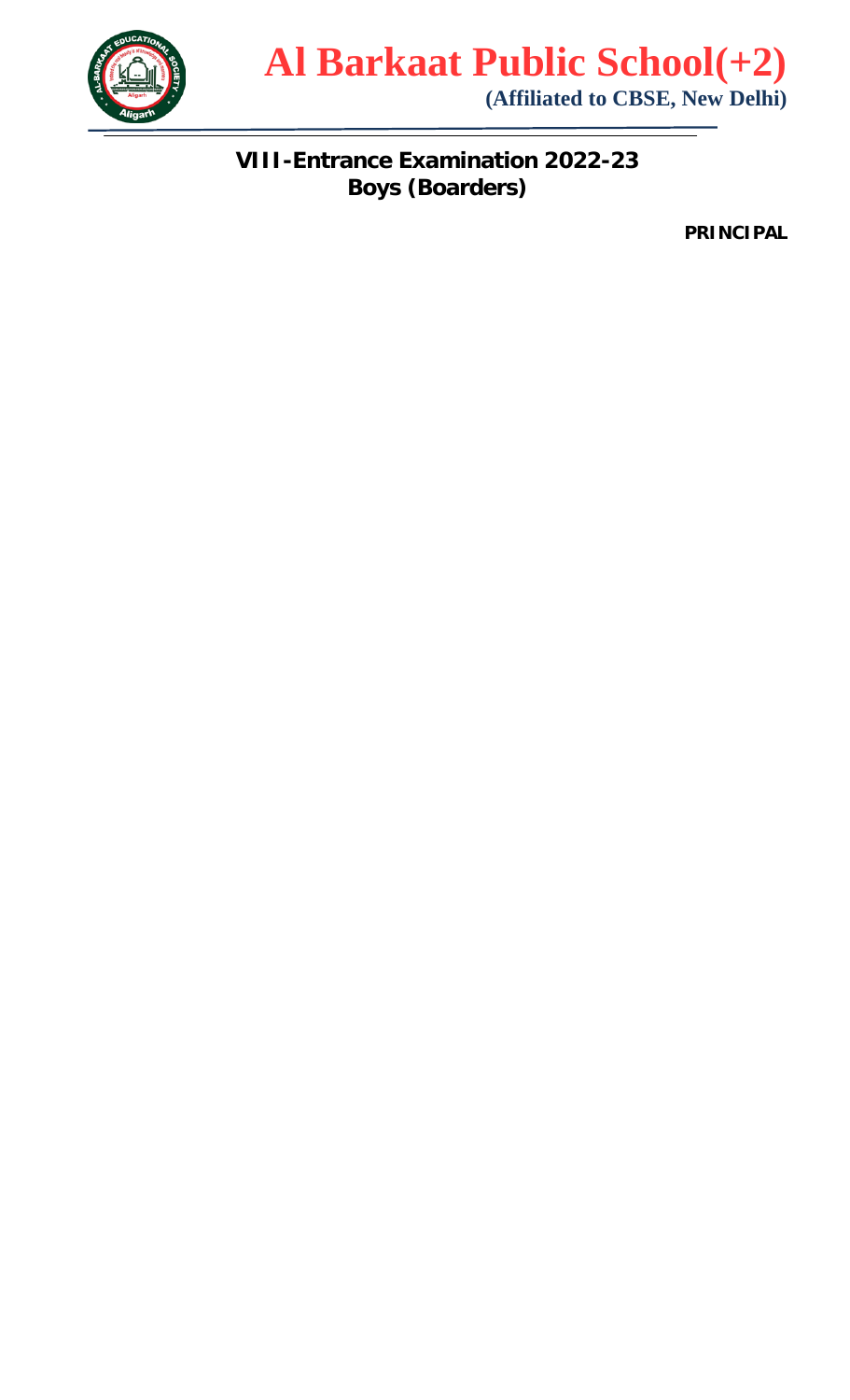# Al Barkaat Public School(+2)

**(Affiliated to CBSE, New Delhi)**

## VIII-Entrance Examination 2022-23
## Boys (Boarders)

**PRINCIPAL**